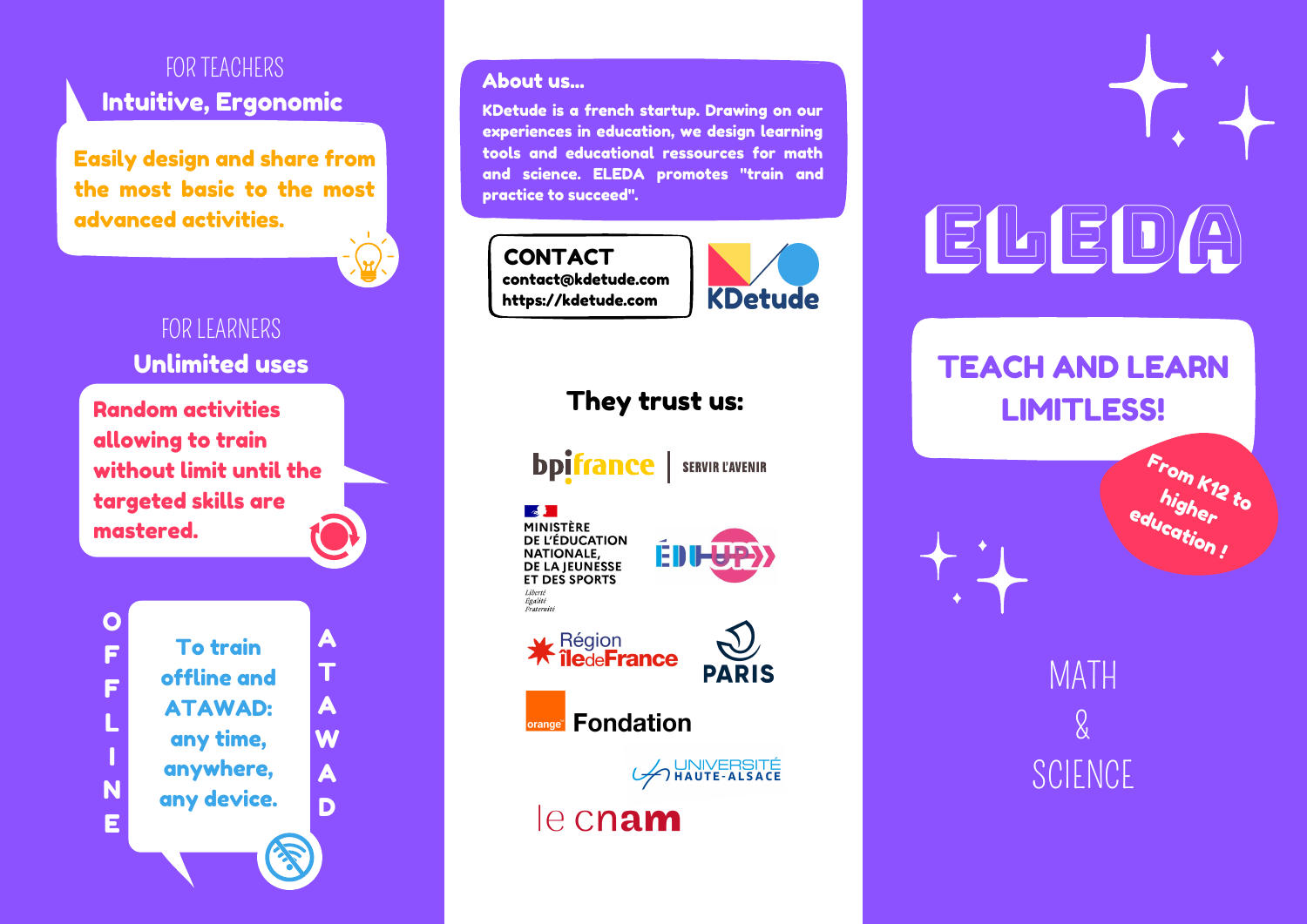## FOR TEACHERS

### Intuitive, Ergonomic

Easily design and share from the most basic to the most advanced activities.

## FOR LEARNERS

### Unlimited uses

Random activities allowing to train without limit until the targeted skills are mastered.

### OFFLINE / ATAWAD

To train offline and ATAWAD: any time, anywhere, any device.

## About us...

KDetude is a french startup. Drawing on our experiences in education, we design learning tools and educational ressources for math and science. ELEDA promotes "train and practice to succeed".

**CONTACT**

contact@kdetude.com

https://kdetude.com

KDetude

## They trust us:

bpifrance | SERVIR L'AVENIR

MINISTÈRE DE L'ÉDUCATION NATIONALE, DE LA JEUNESSE ET DES SPORTS

*Liberté Égalité Fraternité*

ÉDU-UP

Région îledeFrance

PARIS

orange Fondation

UNIVERSITÉ HAUTE-ALSACE

le cnam

# ELEDA

## TEACH AND LEARN LIMITLESS!

From K12 to higher education !

MATH & SCIENCE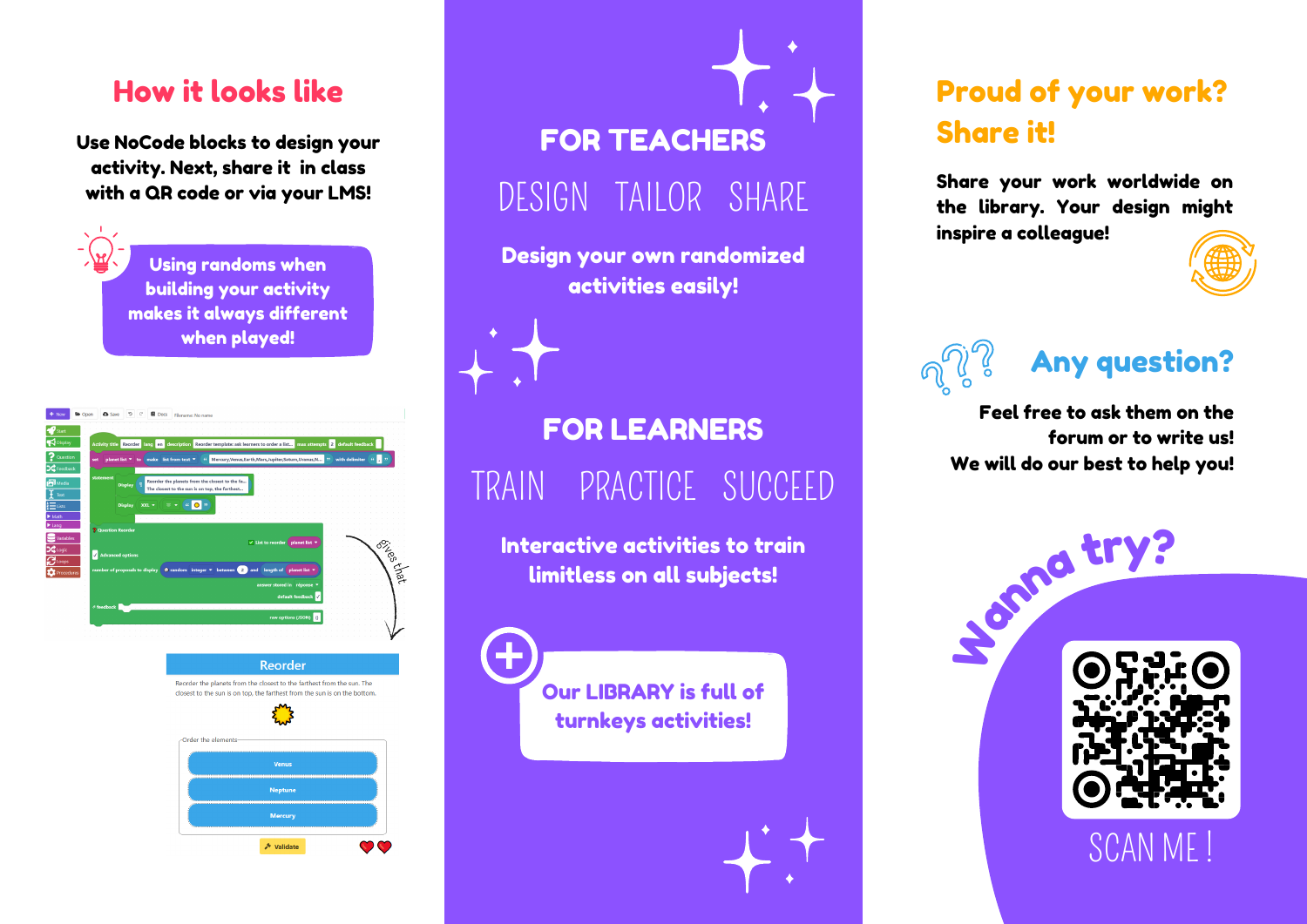## How it looks like

**Use NoCode blocks to design your activity. Next, share it in class with a QR code or via your LMS!**

**Using randoms when building your activity makes it always different when played!**

gives that

## FOR TEACHERS

DESIGN TAILOR SHARE

**Design your own randomized activities easily!**

## FOR LEARNERS

TRAIN PRACTICE SUCCEED

**Interactive activities to train limitless on all subjects!**

**Our LIBRARY is full of turnkeys activities!**

## Proud of your work? Share it!

**Share your work worldwide on the library. Your design might inspire a colleague!**

## Any question?

**Feel free to ask them on the forum or to write us! We will do our best to help you!**

## Wanna try?

SCAN ME !